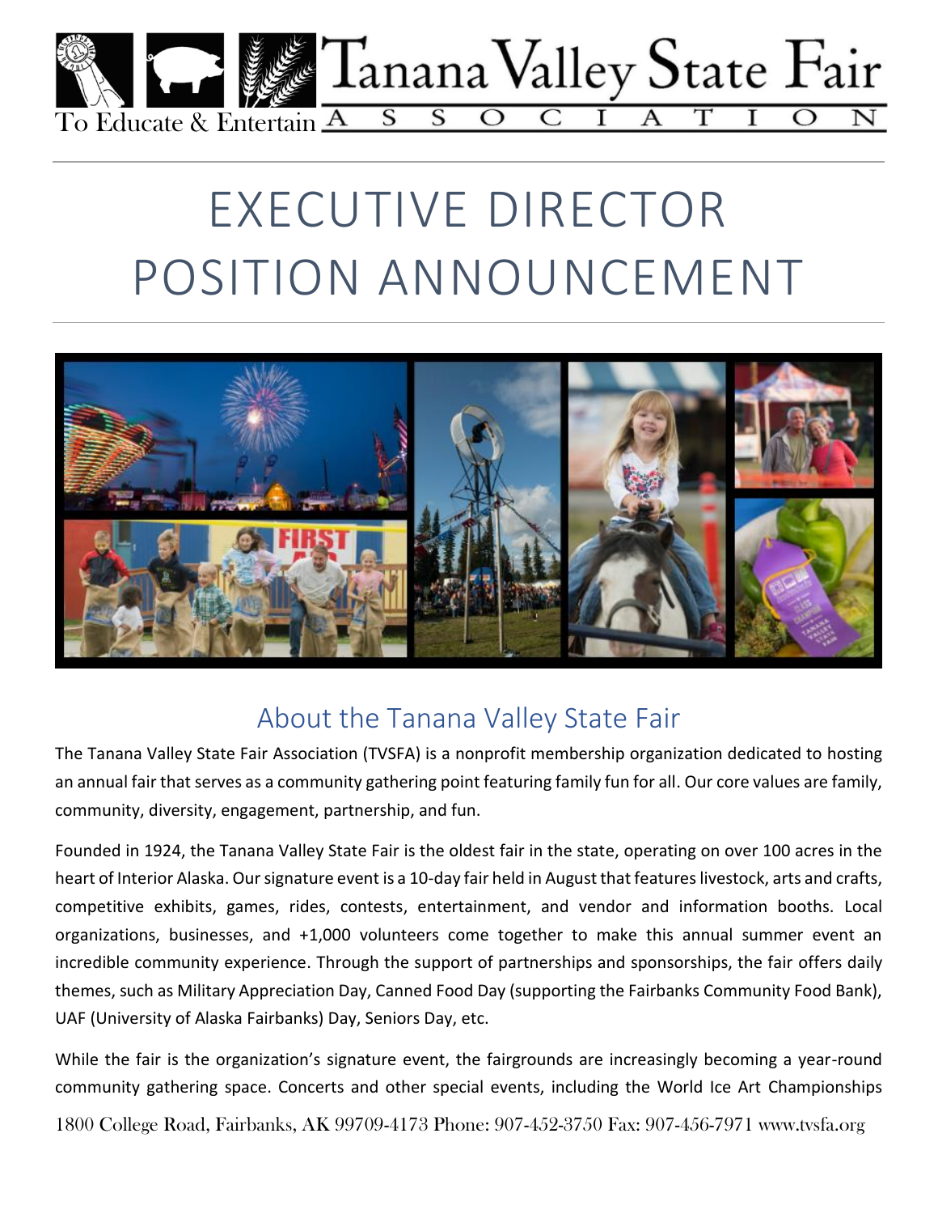Tanana Valley State Fair ASSOCIATION

To Educate & Entertain

# EXECUTIVE DIRECTOR POSITION ANNOUNCEMENT

## About the Tanana Valley State Fair

The Tanana Valley State Fair Association (TVSFA) is a nonprofit membership organization dedicated to hosting an annual fair that serves as a community gathering point featuring family fun for all. Our core values are family, community, diversity, engagement, partnership, and fun.

Founded in 1924, the Tanana Valley State Fair is the oldest fair in the state, operating on over 100 acres in the heart of Interior Alaska. Our signature event is a 10-day fair held in August that features livestock, arts and crafts, competitive exhibits, games, rides, contests, entertainment, and vendor and information booths. Local organizations, businesses, and +1,000 volunteers come together to make this annual summer event an incredible community experience. Through the support of partnerships and sponsorships, the fair offers daily themes, such as Military Appreciation Day, Canned Food Day (supporting the Fairbanks Community Food Bank), UAF (University of Alaska Fairbanks) Day, Seniors Day, etc.

While the fair is the organization's signature event, the fairgrounds are increasingly becoming a year-round community gathering space. Concerts and other special events, including the World Ice Art Championships

1800 College Road, Fairbanks, AK 99709-4173 Phone: 907-452-3750 Fax: 907-456-7971 www.tvsfa.org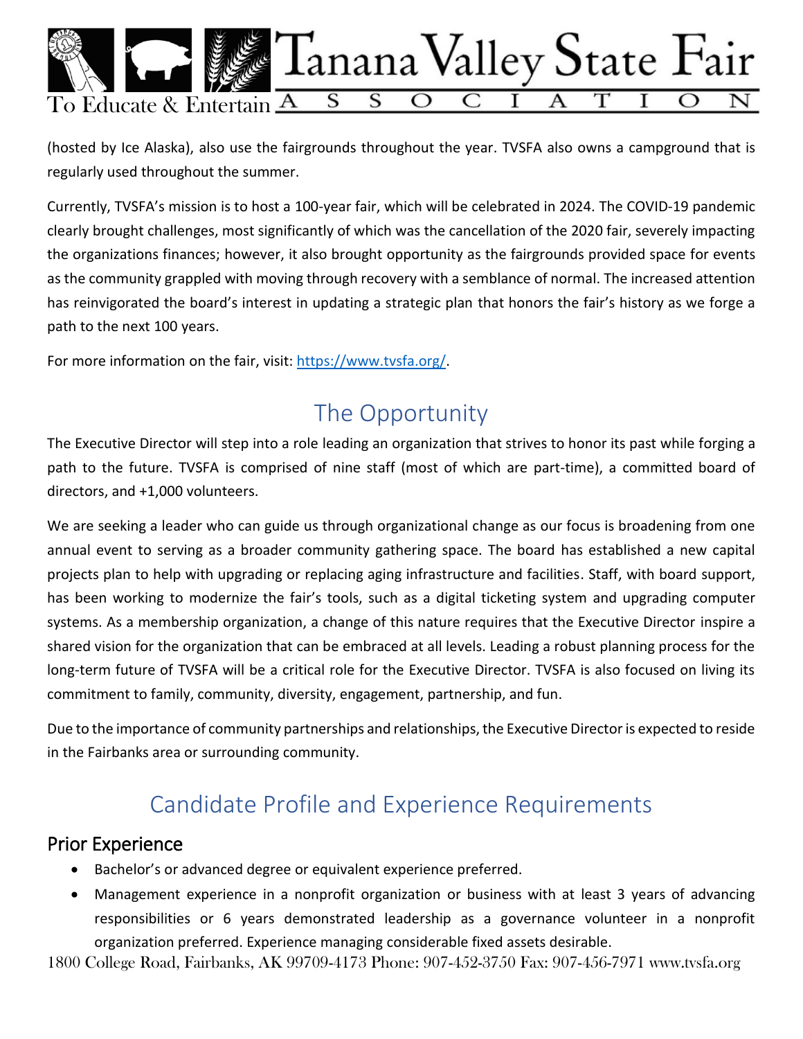(hosted by Ice Alaska), also use the fairgrounds throughout the year. TVSFA also owns a campground that is regularly used throughout the summer.

Currently, TVSFA's mission is to host a 100-year fair, which will be celebrated in 2024. The COVID-19 pandemic clearly brought challenges, most significantly of which was the cancellation of the 2020 fair, severely impacting the organizations finances; however, it also brought opportunity as the fairgrounds provided space for events as the community grappled with moving through recovery with a semblance of normal. The increased attention has reinvigorated the board's interest in updating a strategic plan that honors the fair's history as we forge a path to the next 100 years.

For more information on the fair, visit: [https://www.tvsfa.org/](https://www.tvsfa.org/).

## The Opportunity

The Executive Director will step into a role leading an organization that strives to honor its past while forging a path to the future. TVSFA is comprised of nine staff (most of which are part-time), a committed board of directors, and +1,000 volunteers.

We are seeking a leader who can guide us through organizational change as our focus is broadening from one annual event to serving as a broader community gathering space. The board has established a new capital projects plan to help with upgrading or replacing aging infrastructure and facilities. Staff, with board support, has been working to modernize the fair's tools, such as a digital ticketing system and upgrading computer systems. As a membership organization, a change of this nature requires that the Executive Director inspire a shared vision for the organization that can be embraced at all levels. Leading a robust planning process for the long-term future of TVSFA will be a critical role for the Executive Director. TVSFA is also focused on living its commitment to family, community, diversity, engagement, partnership, and fun.

Due to the importance of community partnerships and relationships, the Executive Director is expected to reside in the Fairbanks area or surrounding community.

## Candidate Profile and Experience Requirements

### Prior Experience

- Bachelor's or advanced degree or equivalent experience preferred.
- Management experience in a nonprofit organization or business with at least 3 years of advancing responsibilities or 6 years demonstrated leadership as a governance volunteer in a nonprofit organization preferred. Experience managing considerable fixed assets desirable.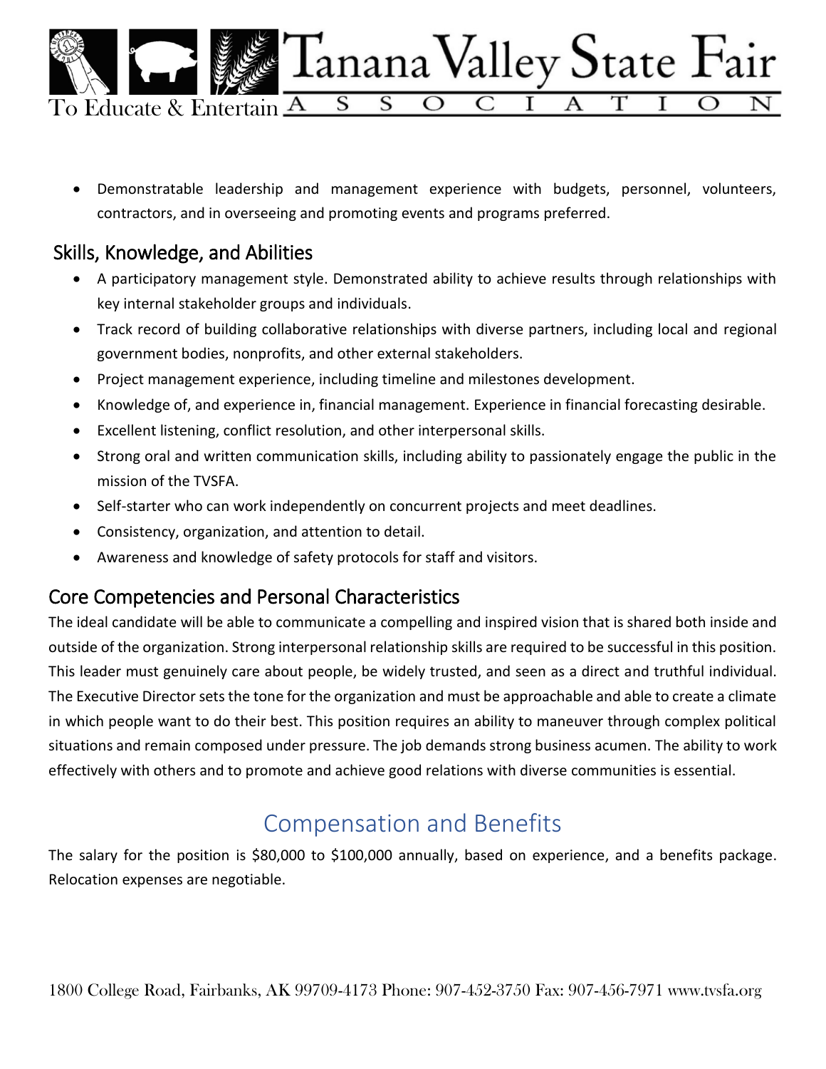- Demonstratable leadership and management experience with budgets, personnel, volunteers, contractors, and in overseeing and promoting events and programs preferred.

## Skills, Knowledge, and Abilities

- A participatory management style. Demonstrated ability to achieve results through relationships with key internal stakeholder groups and individuals.
- Track record of building collaborative relationships with diverse partners, including local and regional government bodies, nonprofits, and other external stakeholders.
- Project management experience, including timeline and milestones development.
- Knowledge of, and experience in, financial management. Experience in financial forecasting desirable.
- Excellent listening, conflict resolution, and other interpersonal skills.
- Strong oral and written communication skills, including ability to passionately engage the public in the mission of the TVSFA.
- Self-starter who can work independently on concurrent projects and meet deadlines.
- Consistency, organization, and attention to detail.
- Awareness and knowledge of safety protocols for staff and visitors.

## Core Competencies and Personal Characteristics

The ideal candidate will be able to communicate a compelling and inspired vision that is shared both inside and outside of the organization. Strong interpersonal relationship skills are required to be successful in this position. This leader must genuinely care about people, be widely trusted, and seen as a direct and truthful individual. The Executive Director sets the tone for the organization and must be approachable and able to create a climate in which people want to do their best. This position requires an ability to maneuver through complex political situations and remain composed under pressure. The job demands strong business acumen. The ability to work effectively with others and to promote and achieve good relations with diverse communities is essential.

# Compensation and Benefits

The salary for the position is $80,000 to $100,000 annually, based on experience, and a benefits package. Relocation expenses are negotiable.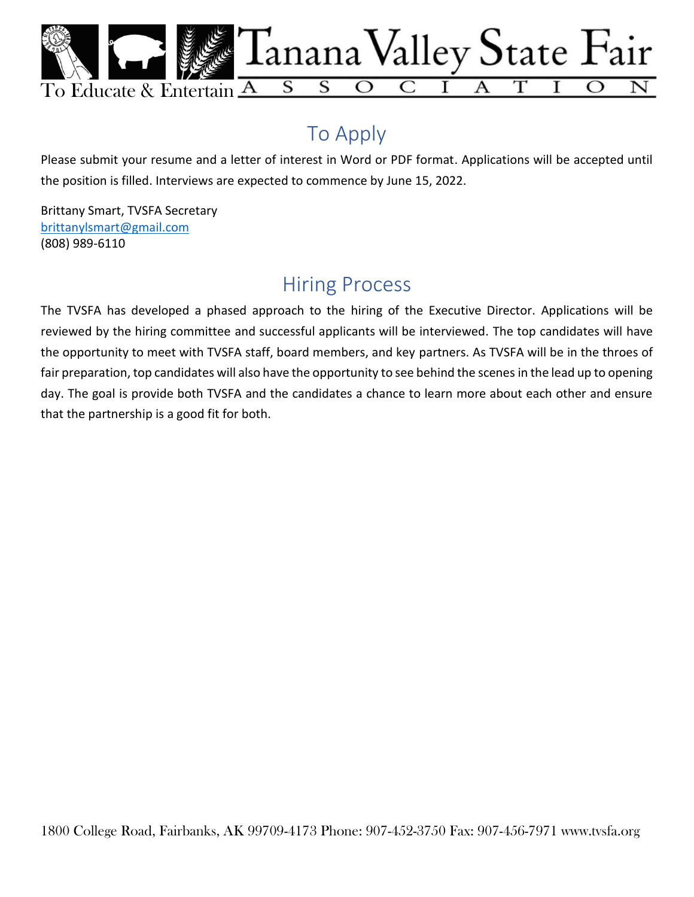## To Apply

Please submit your resume and a letter of interest in Word or PDF format. Applications will be accepted until the position is filled. Interviews are expected to commence by June 15, 2022.

Brittany Smart, TVSFA Secretary
brittanylsmart@gmail.com
(808) 989-6110

## Hiring Process

The TVSFA has developed a phased approach to the hiring of the Executive Director. Applications will be reviewed by the hiring committee and successful applicants will be interviewed. The top candidates will have the opportunity to meet with TVSFA staff, board members, and key partners. As TVSFA will be in the throes of fair preparation, top candidates will also have the opportunity to see behind the scenes in the lead up to opening day. The goal is provide both TVSFA and the candidates a chance to learn more about each other and ensure that the partnership is a good fit for both.